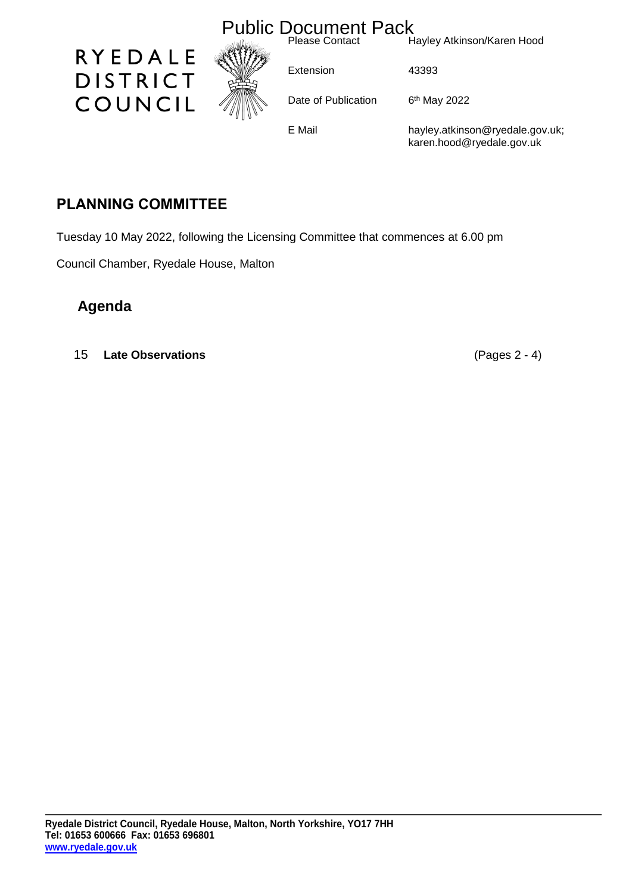Public Document Pack

RYEDALE DISTRICT COUNCIL

| | |
|---|---|
| Please Contact | Hayley Atkinson/Karen Hood |
| Extension | 43393 |
| Date of Publication | 6th May 2022 |
| E Mail | hayley.atkinson@ryedale.gov.uk; karen.hood@ryedale.gov.uk |

## PLANNING COMMITTEE

Tuesday 10 May 2022, following the Licensing Committee that commences at 6.00 pm

Council Chamber, Ryedale House, Malton

## Agenda

15 **Late Observations** (Pages 2 - 4)

**Ryedale District Council, Ryedale House, Malton, North Yorkshire, YO17 7HH**
**Tel: 01653 600666 Fax: 01653 696801**
**www.ryedale.gov.uk**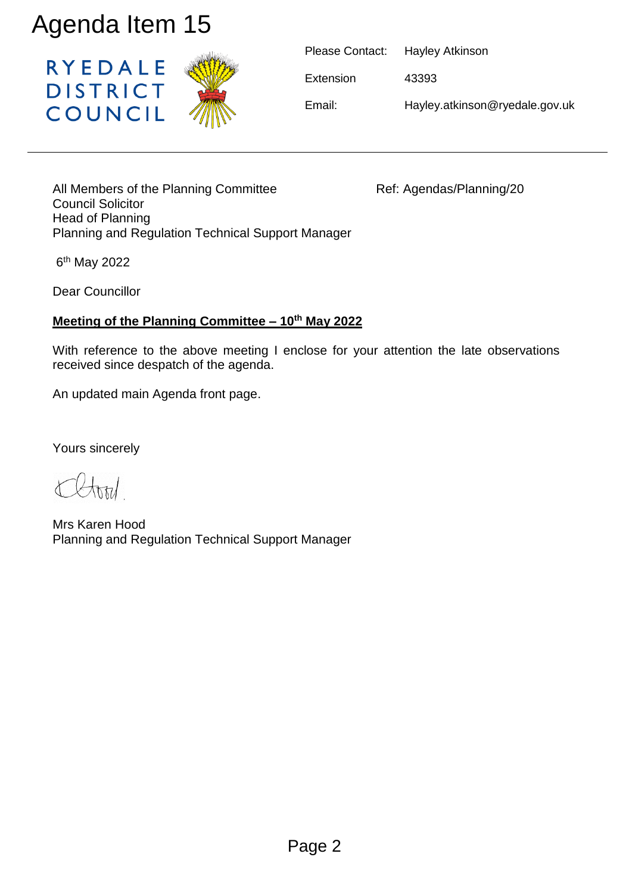# Agenda Item 15

RYEDALE DISTRICT COUNCIL

| | |
|---|---|
| Please Contact: | Hayley Atkinson |
| Extension | 43393 |
| Email: | Hayley.atkinson@ryedale.gov.uk |

All Members of the Planning Committee
Council Solicitor
Head of Planning
Planning and Regulation Technical Support Manager

Ref: Agendas/Planning/20

6th May 2022

Dear Councillor

**Meeting of the Planning Committee – 10th May 2022**

With reference to the above meeting I enclose for your attention the late observations received since despatch of the agenda.

An updated main Agenda front page.

Yours sincerely

Mrs Karen Hood
Planning and Regulation Technical Support Manager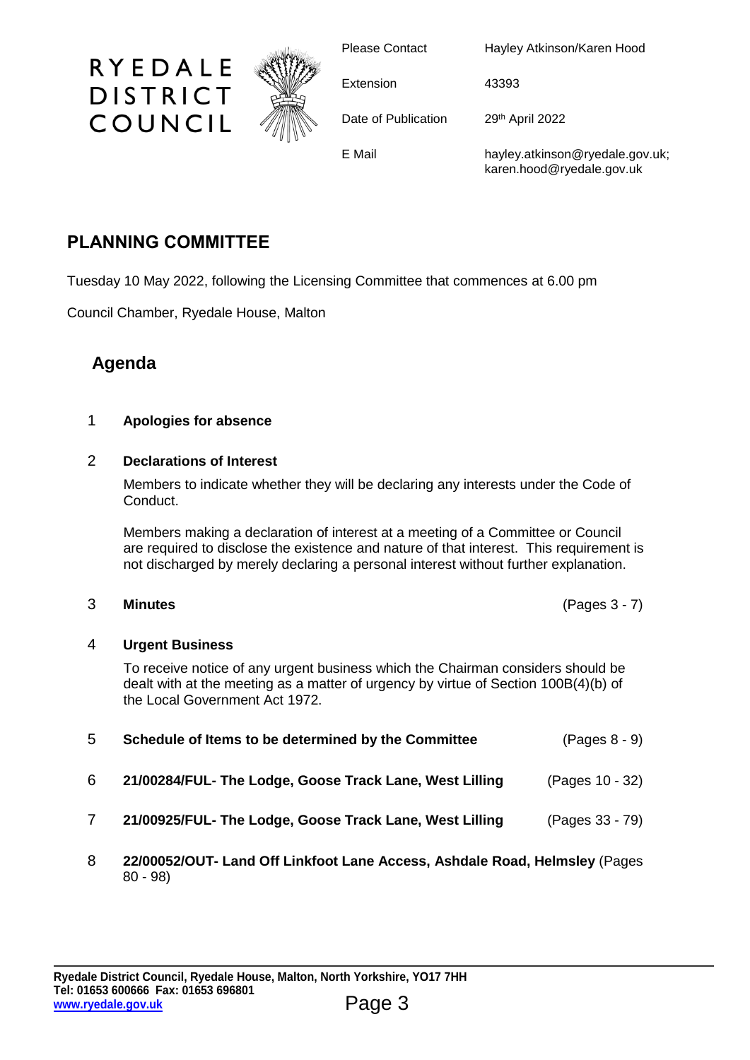RYEDALE DISTRICT COUNCIL

| | |
|---|---|
| Please Contact | Hayley Atkinson/Karen Hood |
| Extension | 43393 |
| Date of Publication | 29th April 2022 |
| E Mail | hayley.atkinson@ryedale.gov.uk; karen.hood@ryedale.gov.uk |

# PLANNING COMMITTEE

Tuesday 10 May 2022, following the Licensing Committee that commences at 6.00 pm

Council Chamber, Ryedale House, Malton

## Agenda

1 **Apologies for absence**

2 **Declarations of Interest**

Members to indicate whether they will be declaring any interests under the Code of Conduct.

Members making a declaration of interest at a meeting of a Committee or Council are required to disclose the existence and nature of that interest. This requirement is not discharged by merely declaring a personal interest without further explanation.

3 **Minutes** (Pages 3 - 7)

4 **Urgent Business**

To receive notice of any urgent business which the Chairman considers should be dealt with at the meeting as a matter of urgency by virtue of Section 100B(4)(b) of the Local Government Act 1972.

5 **Schedule of Items to be determined by the Committee** (Pages 8 - 9)

6 **21/00284/FUL- The Lodge, Goose Track Lane, West Lilling** (Pages 10 - 32)

7 **21/00925/FUL- The Lodge, Goose Track Lane, West Lilling** (Pages 33 - 79)

8 **22/00052/OUT- Land Off Linkfoot Lane Access, Ashdale Road, Helmsley** (Pages 80 - 98)

**Ryedale District Council, Ryedale House, Malton, North Yorkshire, YO17 7HH**
**Tel: 01653 600666 Fax: 01653 696801**
**www.ryedale.gov.uk**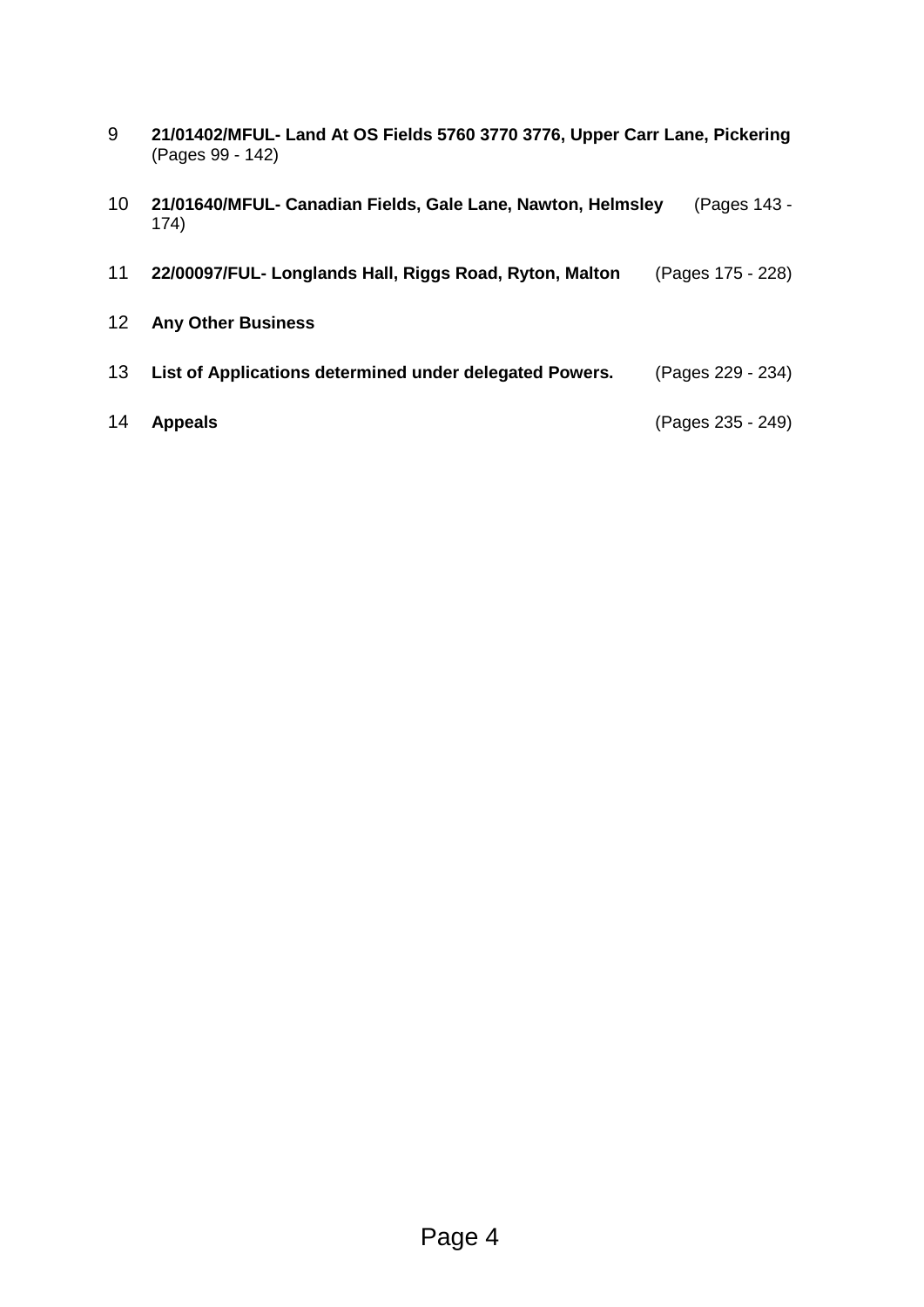9 **21/01402/MFUL- Land At OS Fields 5760 3770 3776, Upper Carr Lane, Pickering** (Pages 99 - 142)

10 **21/01640/MFUL- Canadian Fields, Gale Lane, Nawton, Helmsley** (Pages 143 - 174)

11 **22/00097/FUL- Longlands Hall, Riggs Road, Ryton, Malton** (Pages 175 - 228)

12 **Any Other Business**

13 **List of Applications determined under delegated Powers.** (Pages 229 - 234)

14 **Appeals** (Pages 235 - 249)